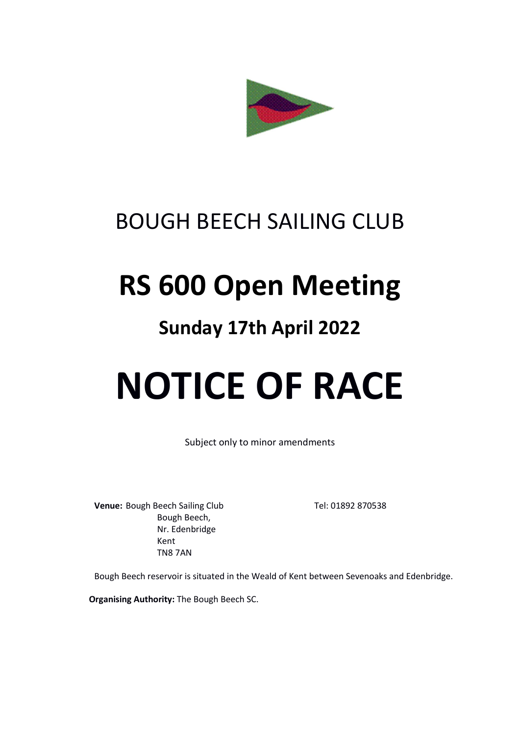# BOUGH BEECH SAILING CLUB

# RS 600 Open Meeting

## Sunday 17th April 2022

# NOTICE OF RACE

Subject only to minor amendments

**Venue:** Bough Beech Sailing Club
Bough Beech,
Nr. Edenbridge
Kent
TN8 7AN

Tel: 01892 870538

Bough Beech reservoir is situated in the Weald of Kent between Sevenoaks and Edenbridge.

**Organising Authority:** The Bough Beech SC.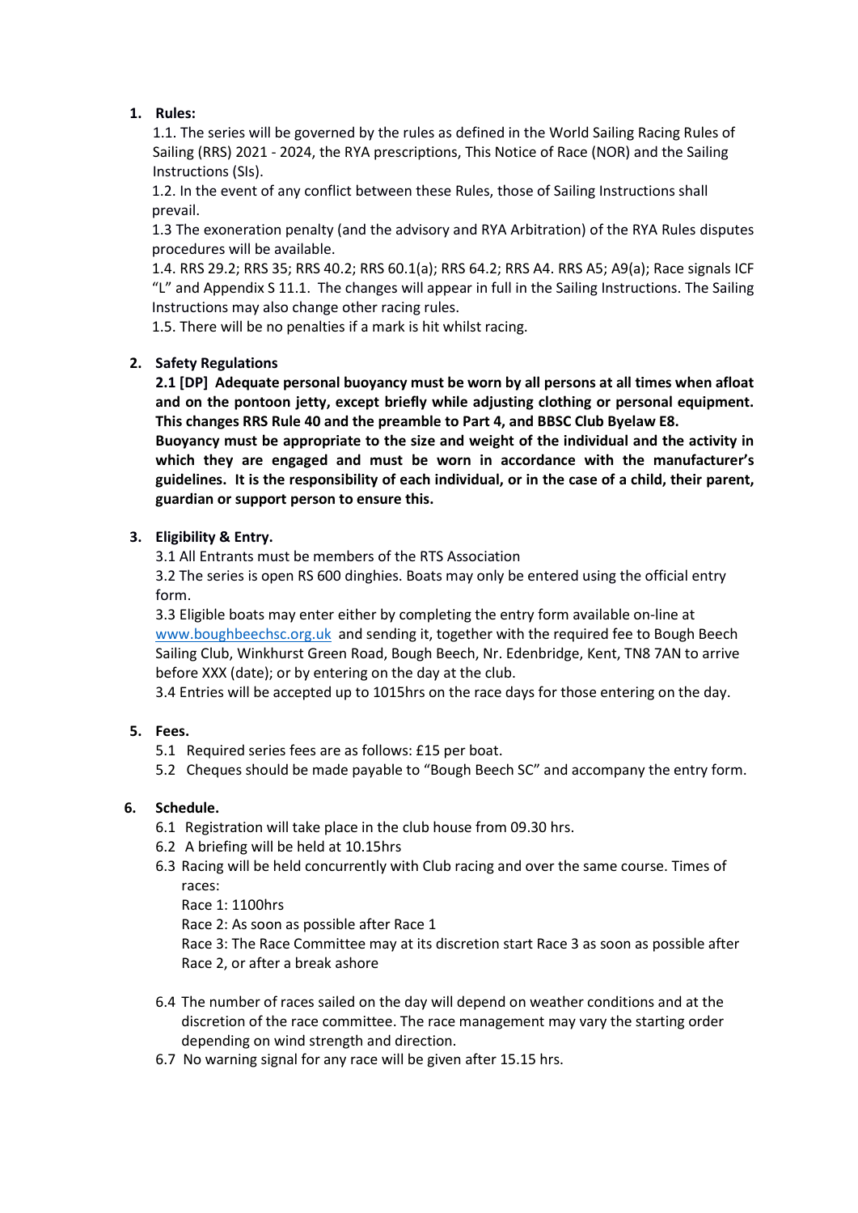1. **Rules:**

   1.1. The series will be governed by the rules as defined in the World Sailing Racing Rules of Sailing (RRS) 2021 - 2024, the RYA prescriptions, This Notice of Race (NOR) and the Sailing Instructions (SIs).

   1.2. In the event of any conflict between these Rules, those of Sailing Instructions shall prevail.

   1.3 The exoneration penalty (and the advisory and RYA Arbitration) of the RYA Rules disputes procedures will be available.

   1.4. RRS 29.2; RRS 35; RRS 40.2; RRS 60.1(a); RRS 64.2; RRS A4. RRS A5; A9(a); Race signals ICF "L" and Appendix S 11.1. The changes will appear in full in the Sailing Instructions. The Sailing Instructions may also change other racing rules.

   1.5. There will be no penalties if a mark is hit whilst racing.

2. **Safety Regulations**

   **2.1 [DP] Adequate personal buoyancy must be worn by all persons at all times when afloat and on the pontoon jetty, except briefly while adjusting clothing or personal equipment. This changes RRS Rule 40 and the preamble to Part 4, and BBSC Club Byelaw E8.**

   **Buoyancy must be appropriate to the size and weight of the individual and the activity in which they are engaged and must be worn in accordance with the manufacturer's guidelines. It is the responsibility of each individual, or in the case of a child, their parent, guardian or support person to ensure this.**

3. **Eligibility & Entry.**

   3.1 All Entrants must be members of the RTS Association

   3.2 The series is open RS 600 dinghies. Boats may only be entered using the official entry form.

   3.3 Eligible boats may enter either by completing the entry form available on-line at www.boughbeechsc.org.uk and sending it, together with the required fee to Bough Beech Sailing Club, Winkhurst Green Road, Bough Beech, Nr. Edenbridge, Kent, TN8 7AN to arrive before XXX (date); or by entering on the day at the club.

   3.4 Entries will be accepted up to 1015hrs on the race days for those entering on the day.

5. **Fees.**

   5.1 Required series fees are as follows: £15 per boat.

   5.2 Cheques should be made payable to "Bough Beech SC" and accompany the entry form.

6. **Schedule.**

   6.1 Registration will take place in the club house from 09.30 hrs.

   6.2 A briefing will be held at 10.15hrs

   6.3 Racing will be held concurrently with Club racing and over the same course. Times of races:

   Race 1: 1100hrs

   Race 2: As soon as possible after Race 1

   Race 3: The Race Committee may at its discretion start Race 3 as soon as possible after Race 2, or after a break ashore

   6.4 The number of races sailed on the day will depend on weather conditions and at the discretion of the race committee. The race management may vary the starting order depending on wind strength and direction.

   6.7 No warning signal for any race will be given after 15.15 hrs.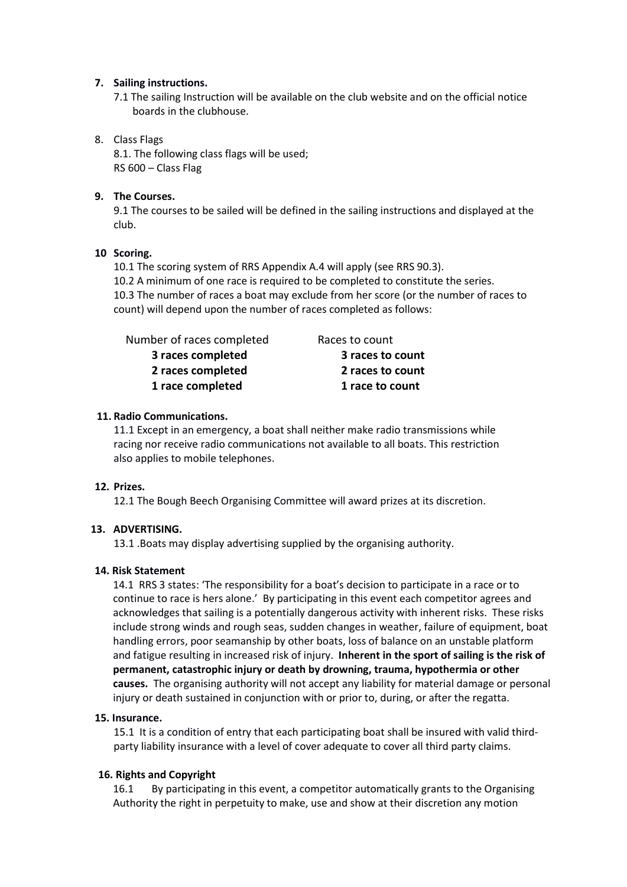**7. Sailing instructions.**

7.1 The sailing Instruction will be available on the club website and on the official notice boards in the clubhouse.

8. Class Flags

8.1. The following class flags will be used;
RS 600 – Class Flag

**9. The Courses.**

9.1 The courses to be sailed will be defined in the sailing instructions and displayed at the club.

**10 Scoring.**

10.1 The scoring system of RRS Appendix A.4 will apply (see RRS 90.3).

10.2 A minimum of one race is required to be completed to constitute the series.

10.3 The number of races a boat may exclude from her score (or the number of races to count) will depend upon the number of races completed as follows:

| Number of races completed | Races to count |
|---|---|
| **3 races completed** | **3 races to count** |
| **2 races completed** | **2 races to count** |
| **1 race completed** | **1 race to count** |

**11. Radio Communications.**

11.1 Except in an emergency, a boat shall neither make radio transmissions while racing nor receive radio communications not available to all boats. This restriction also applies to mobile telephones.

**12. Prizes.**

12.1 The Bough Beech Organising Committee will award prizes at its discretion.

**13. ADVERTISING.**

13.1 .Boats may display advertising supplied by the organising authority.

**14. Risk Statement**

14.1 RRS 3 states: 'The responsibility for a boat's decision to participate in a race or to continue to race is hers alone.' By participating in this event each competitor agrees and acknowledges that sailing is a potentially dangerous activity with inherent risks. These risks include strong winds and rough seas, sudden changes in weather, failure of equipment, boat handling errors, poor seamanship by other boats, loss of balance on an unstable platform and fatigue resulting in increased risk of injury. **Inherent in the sport of sailing is the risk of permanent, catastrophic injury or death by drowning, trauma, hypothermia or other causes.** The organising authority will not accept any liability for material damage or personal injury or death sustained in conjunction with or prior to, during, or after the regatta.

**15. Insurance.**

15.1 It is a condition of entry that each participating boat shall be insured with valid third-party liability insurance with a level of cover adequate to cover all third party claims.

**16. Rights and Copyright**

16.1 By participating in this event, a competitor automatically grants to the Organising Authority the right in perpetuity to make, use and show at their discretion any motion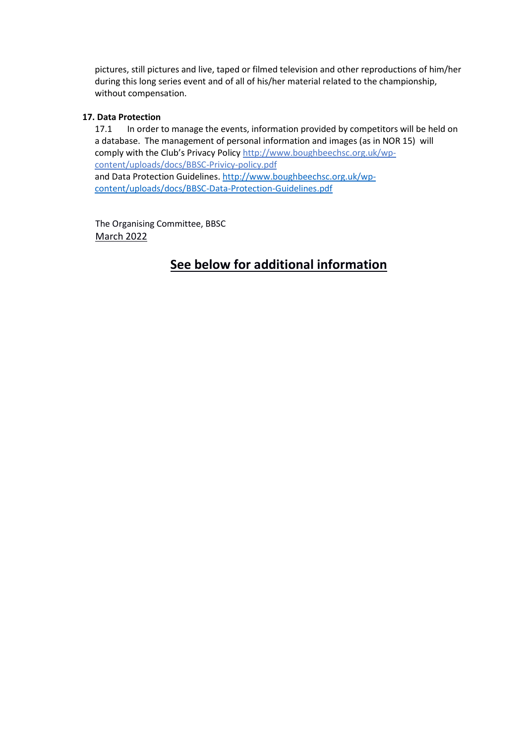pictures, still pictures and live, taped or filmed television and other reproductions of him/her during this long series event and of all of his/her material related to the championship, without compensation.

**17. Data Protection**

17.1 In order to manage the events, information provided by competitors will be held on a database. The management of personal information and images (as in NOR 15) will comply with the Club's Privacy Policy http://www.boughbeechsc.org.uk/wp-content/uploads/docs/BBSC-Privicy-policy.pdf and Data Protection Guidelines. http://www.boughbeechsc.org.uk/wp-content/uploads/docs/BBSC-Data-Protection-Guidelines.pdf

The Organising Committee, BBSC
March 2022

## See below for additional information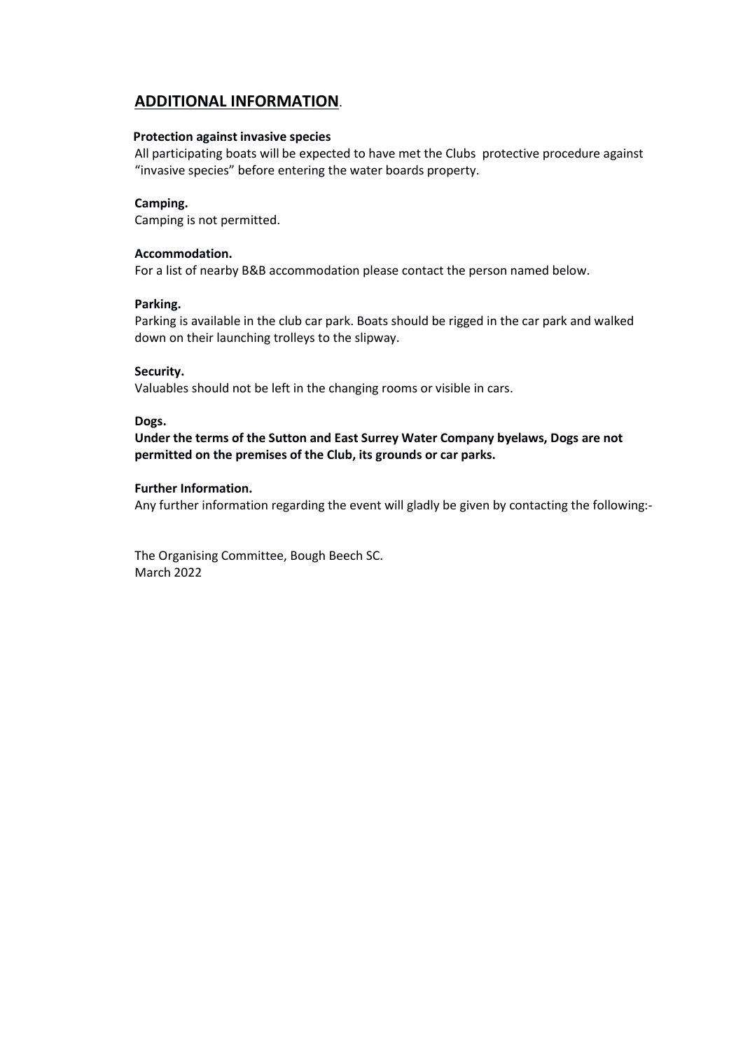## ADDITIONAL INFORMATION.

**Protection against invasive species**

All participating boats will be expected to have met the Clubs protective procedure against "invasive species" before entering the water boards property.

**Camping.**

Camping is not permitted.

**Accommodation.**

For a list of nearby B&B accommodation please contact the person named below.

**Parking.**

Parking is available in the club car park. Boats should be rigged in the car park and walked down on their launching trolleys to the slipway.

**Security.**

Valuables should not be left in the changing rooms or visible in cars.

**Dogs.**

**Under the terms of the Sutton and East Surrey Water Company byelaws, Dogs are not permitted on the premises of the Club, its grounds or car parks.**

**Further Information.**

Any further information regarding the event will gladly be given by contacting the following:-

The Organising Committee, Bough Beech SC.
March 2022